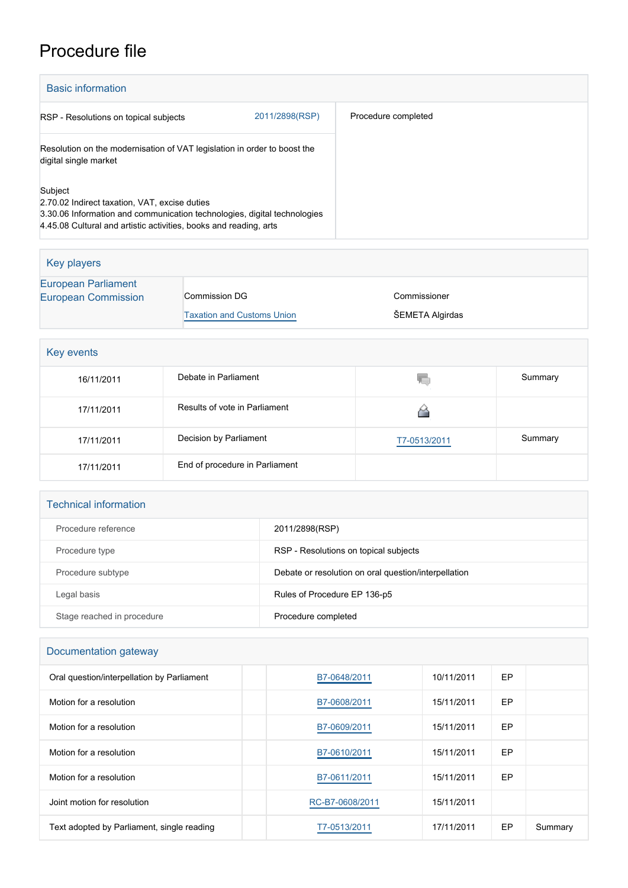# Procedure file

## Basic information

| | | |
|---|---|---|
| RSP - Resolutions on topical subjects | 2011/2898(RSP) | Procedure completed |
| Resolution on the modernisation of VAT legislation in order to boost the digital single market | | |
| Subject<br>2.70.02 Indirect taxation, VAT, excise duties<br>3.30.06 Information and communication technologies, digital technologies<br>4.45.08 Cultural and artistic activities, books and reading, arts | | |

## Key players

| | | |
|---|---|---|
| European Parliament | | |
| European Commission | Commission DG | Commissioner |
| | Taxation and Customs Union | ŠEMETA Algirdas |

## Key events

| | | | |
|---|---|---|---|
| 16/11/2011 | Debate in Parliament | | Summary |
| 17/11/2011 | Results of vote in Parliament | | |
| 17/11/2011 | Decision by Parliament | T7-0513/2011 | Summary |
| 17/11/2011 | End of procedure in Parliament | | |

## Technical information

| | |
|---|---|
| Procedure reference | 2011/2898(RSP) |
| Procedure type | RSP - Resolutions on topical subjects |
| Procedure subtype | Debate or resolution on oral question/interpellation |
| Legal basis | Rules of Procedure EP 136-p5 |
| Stage reached in procedure | Procedure completed |

## Documentation gateway

| | | | | | |
|---|---|---|---|---|---|
| Oral question/interpellation by Parliament | | B7-0648/2011 | 10/11/2011 | EP | |
| Motion for a resolution | | B7-0608/2011 | 15/11/2011 | EP | |
| Motion for a resolution | | B7-0609/2011 | 15/11/2011 | EP | |
| Motion for a resolution | | B7-0610/2011 | 15/11/2011 | EP | |
| Motion for a resolution | | B7-0611/2011 | 15/11/2011 | EP | |
| Joint motion for resolution | | RC-B7-0608/2011 | 15/11/2011 | | |
| Text adopted by Parliament, single reading | | T7-0513/2011 | 17/11/2011 | EP | Summary |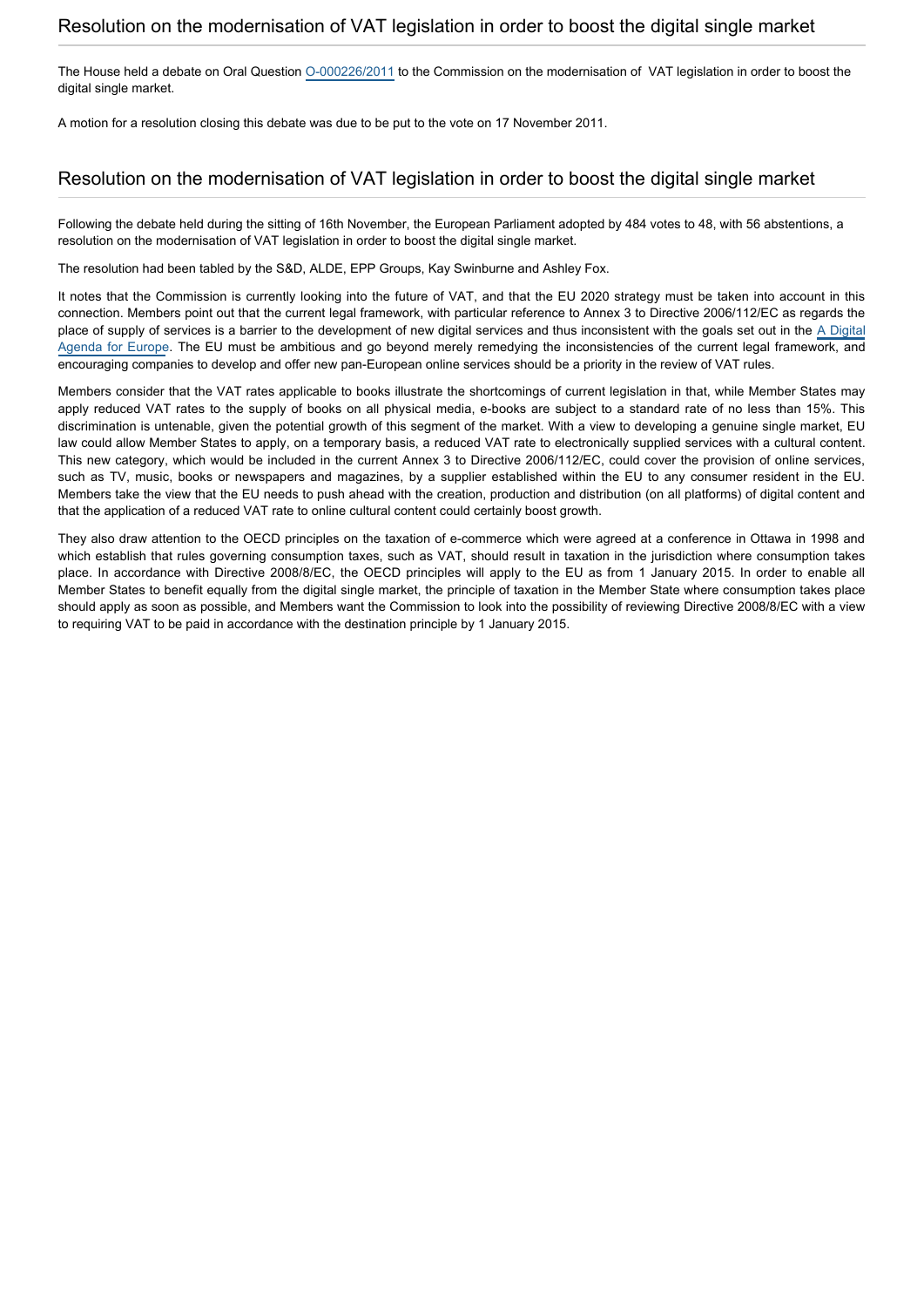## Resolution on the modernisation of VAT legislation in order to boost the digital single market

The House held a debate on Oral Question O-000226/2011 to the Commission on the modernisation of VAT legislation in order to boost the digital single market.

A motion for a resolution closing this debate was due to be put to the vote on 17 November 2011.

## Resolution on the modernisation of VAT legislation in order to boost the digital single market

Following the debate held during the sitting of 16th November, the European Parliament adopted by 484 votes to 48, with 56 abstentions, a resolution on the modernisation of VAT legislation in order to boost the digital single market.

The resolution had been tabled by the S&D, ALDE, EPP Groups, Kay Swinburne and Ashley Fox.

It notes that the Commission is currently looking into the future of VAT, and that the EU 2020 strategy must be taken into account in this connection. Members point out that the current legal framework, with particular reference to Annex 3 to Directive 2006/112/EC as regards the place of supply of services is a barrier to the development of new digital services and thus inconsistent with the goals set out in the A Digital Agenda for Europe. The EU must be ambitious and go beyond merely remedying the inconsistencies of the current legal framework, and encouraging companies to develop and offer new pan-European online services should be a priority in the review of VAT rules.

Members consider that the VAT rates applicable to books illustrate the shortcomings of current legislation in that, while Member States may apply reduced VAT rates to the supply of books on all physical media, e-books are subject to a standard rate of no less than 15%. This discrimination is untenable, given the potential growth of this segment of the market. With a view to developing a genuine single market, EU law could allow Member States to apply, on a temporary basis, a reduced VAT rate to electronically supplied services with a cultural content. This new category, which would be included in the current Annex 3 to Directive 2006/112/EC, could cover the provision of online services, such as TV, music, books or newspapers and magazines, by a supplier established within the EU to any consumer resident in the EU. Members take the view that the EU needs to push ahead with the creation, production and distribution (on all platforms) of digital content and that the application of a reduced VAT rate to online cultural content could certainly boost growth.

They also draw attention to the OECD principles on the taxation of e-commerce which were agreed at a conference in Ottawa in 1998 and which establish that rules governing consumption taxes, such as VAT, should result in taxation in the jurisdiction where consumption takes place. In accordance with Directive 2008/8/EC, the OECD principles will apply to the EU as from 1 January 2015. In order to enable all Member States to benefit equally from the digital single market, the principle of taxation in the Member State where consumption takes place should apply as soon as possible, and Members want the Commission to look into the possibility of reviewing Directive 2008/8/EC with a view to requiring VAT to be paid in accordance with the destination principle by 1 January 2015.